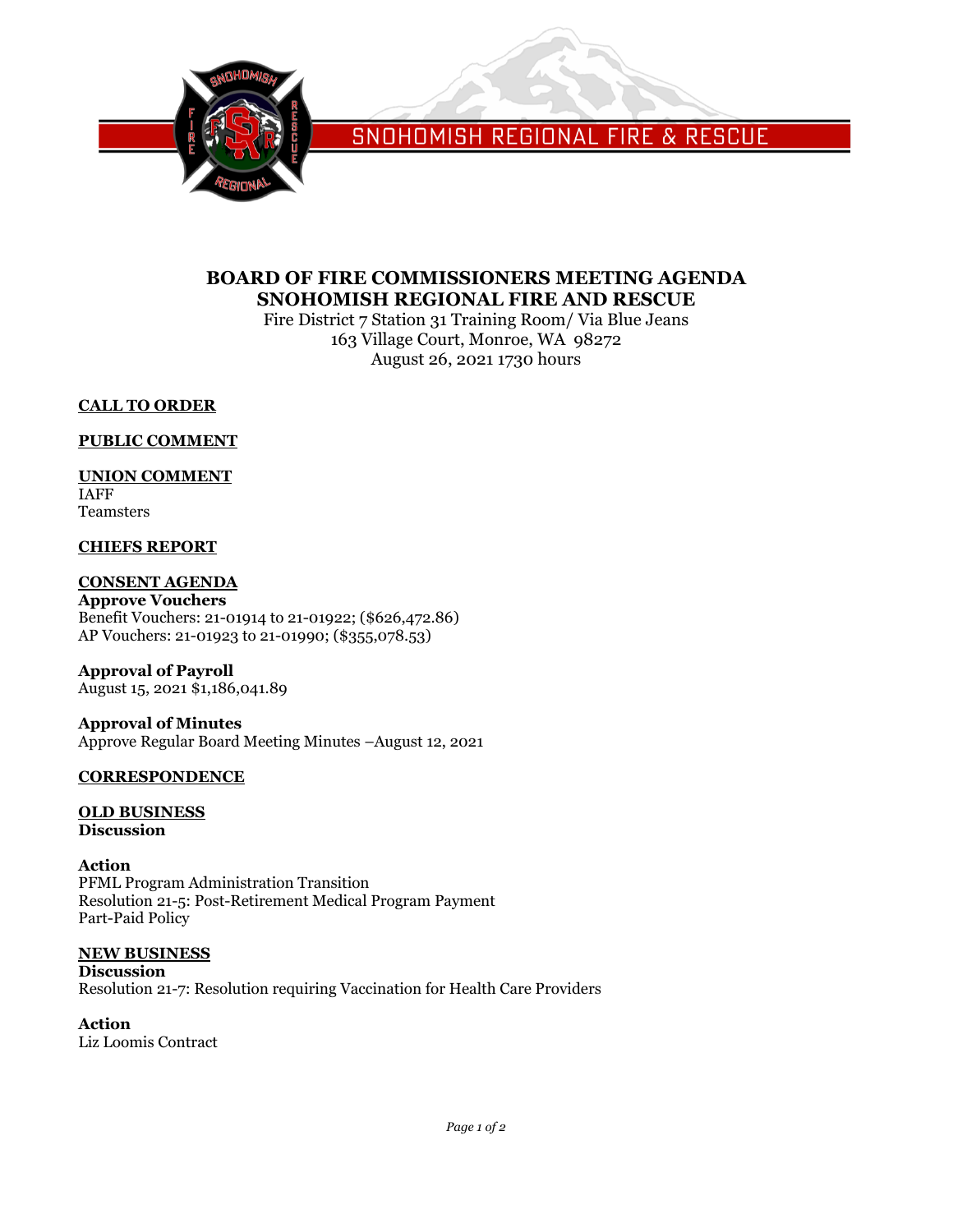SNOHOMISH REGIONAL FIRE & RESCUE

# BOARD OF FIRE COMMISSIONERS MEETING AGENDA
# SNOHOMISH REGIONAL FIRE AND RESCUE

Fire District 7 Station 31 Training Room/ Via Blue Jeans
163 Village Court, Monroe, WA 98272
August 26, 2021 1730 hours

## CALL TO ORDER

## PUBLIC COMMENT

## UNION COMMENT

IAFF
Teamsters

## CHIEFS REPORT

## CONSENT AGENDA

**Approve Vouchers**
Benefit Vouchers: 21-01914 to 21-01922; ($626,472.86)
AP Vouchers: 21-01923 to 21-01990; ($355,078.53)

**Approval of Payroll**
August 15, 2021 $1,186,041.89

**Approval of Minutes**
Approve Regular Board Meeting Minutes –August 12, 2021

## CORRESPONDENCE

## OLD BUSINESS

**Discussion**

**Action**
PFML Program Administration Transition
Resolution 21-5: Post-Retirement Medical Program Payment
Part-Paid Policy

## NEW BUSINESS

**Discussion**
Resolution 21-7: Resolution requiring Vaccination for Health Care Providers

**Action**
Liz Loomis Contract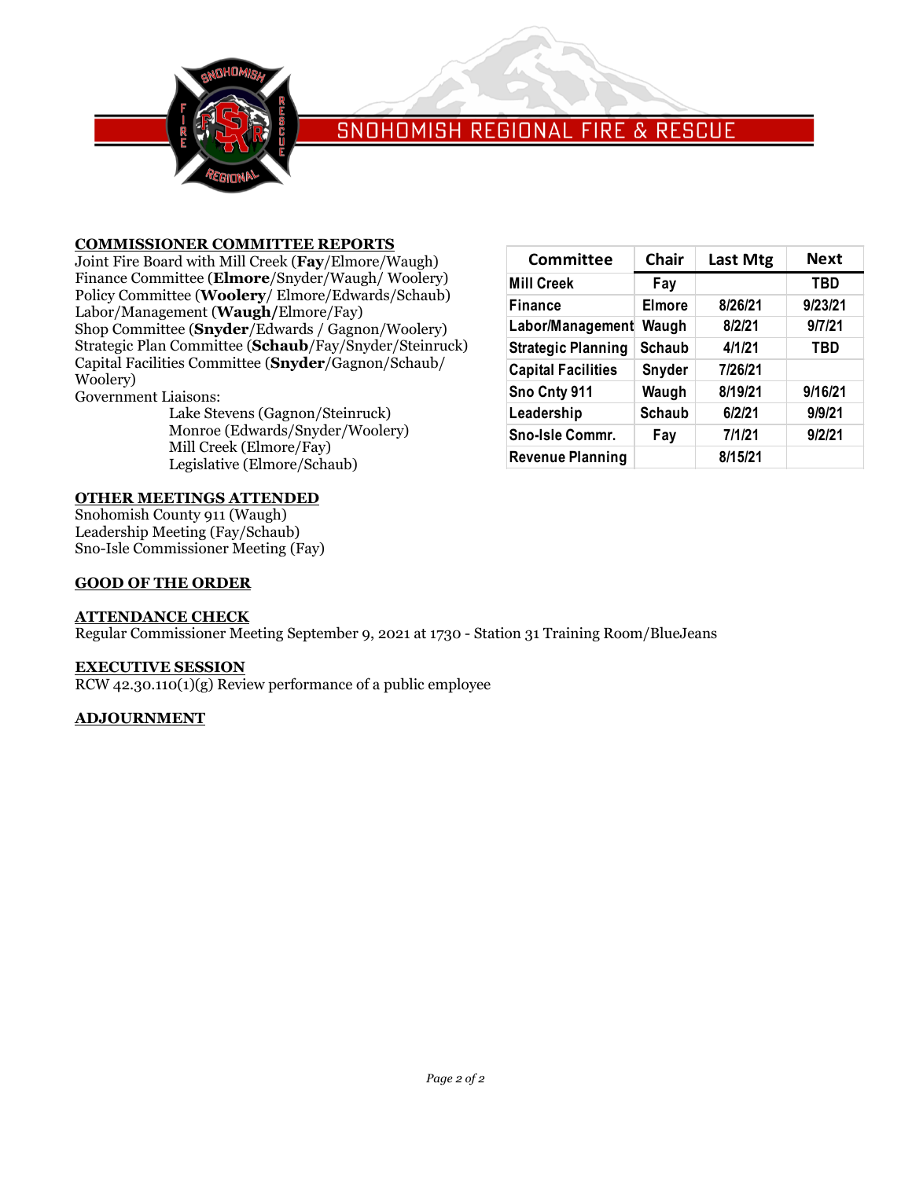SNOHOMISH REGIONAL FIRE & RESCUE

## COMMISSIONER COMMITTEE REPORTS

Joint Fire Board with Mill Creek (**Fay**/Elmore/Waugh)
Finance Committee (**Elmore**/Snyder/Waugh/ Woolery)
Policy Committee (**Woolery**/ Elmore/Edwards/Schaub)
Labor/Management (**Waugh**/Elmore/Fay)
Shop Committee (**Snyder**/Edwards / Gagnon/Woolery)
Strategic Plan Committee (**Schaub**/Fay/Snyder/Steinruck)
Capital Facilities Committee (**Snyder**/Gagnon/Schaub/ Woolery)
Government Liaisons:

- Lake Stevens (Gagnon/Steinruck)
- Monroe (Edwards/Snyder/Woolery)
- Mill Creek (Elmore/Fay)
- Legislative (Elmore/Schaub)

| Committee | Chair | Last Mtg | Next |
|---|---|---|---|
| Mill Creek | Fay | | TBD |
| Finance | Elmore | 8/26/21 | 9/23/21 |
| Labor/Management | Waugh | 8/2/21 | 9/7/21 |
| Strategic Planning | Schaub | 4/1/21 | TBD |
| Capital Facilities | Snyder | 7/26/21 | |
| Sno Cnty 911 | Waugh | 8/19/21 | 9/16/21 |
| Leadership | Schaub | 6/2/21 | 9/9/21 |
| Sno-Isle Commr. | Fay | 7/1/21 | 9/2/21 |
| Revenue Planning | | 8/15/21 | |

## OTHER MEETINGS ATTENDED

Snohomish County 911 (Waugh)
Leadership Meeting (Fay/Schaub)
Sno-Isle Commissioner Meeting (Fay)

## GOOD OF THE ORDER

## ATTENDANCE CHECK

Regular Commissioner Meeting September 9, 2021 at 1730 - Station 31 Training Room/BlueJeans

## EXECUTIVE SESSION

RCW 42.30.110(1)(g) Review performance of a public employee

## ADJOURNMENT